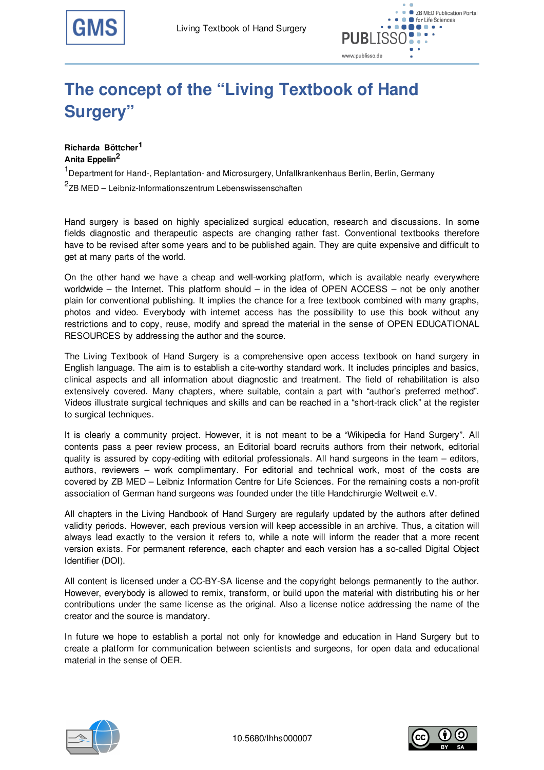# The concept of the "Living Textbook of Hand Surgery"

**Richarda Böttcher**[1]
**Anita Eppelin**[2]

[1]Department for Hand-, Replantation- and Microsurgery, Unfallkrankenhaus Berlin, Berlin, Germany

[2]ZB MED – Leibniz-Informationszentrum Lebenswissenschaften

Hand surgery is based on highly specialized surgical education, research and discussions. In some fields diagnostic and therapeutic aspects are changing rather fast. Conventional textbooks therefore have to be revised after some years and to be published again. They are quite expensive and difficult to get at many parts of the world.

On the other hand we have a cheap and well-working platform, which is available nearly everywhere worldwide – the Internet. This platform should – in the idea of OPEN ACCESS – not be only another plain for conventional publishing. It implies the chance for a free textbook combined with many graphs, photos and video. Everybody with internet access has the possibility to use this book without any restrictions and to copy, reuse, modify and spread the material in the sense of OPEN EDUCATIONAL RESOURCES by addressing the author and the source.

The Living Textbook of Hand Surgery is a comprehensive open access textbook on hand surgery in English language. The aim is to establish a cite-worthy standard work. It includes principles and basics, clinical aspects and all information about diagnostic and treatment. The field of rehabilitation is also extensively covered. Many chapters, where suitable, contain a part with "author's preferred method". Videos illustrate surgical techniques and skills and can be reached in a "short-track click" at the register to surgical techniques.

It is clearly a community project. However, it is not meant to be a "Wikipedia for Hand Surgery". All contents pass a peer review process, an Editorial board recruits authors from their network, editorial quality is assured by copy-editing with editorial professionals. All hand surgeons in the team – editors, authors, reviewers – work complimentary. For editorial and technical work, most of the costs are covered by ZB MED – Leibniz Information Centre for Life Sciences. For the remaining costs a non-profit association of German hand surgeons was founded under the title Handchirurgie Weltweit e.V.

All chapters in the Living Handbook of Hand Surgery are regularly updated by the authors after defined validity periods. However, each previous version will keep accessible in an archive. Thus, a citation will always lead exactly to the version it refers to, while a note will inform the reader that a more recent version exists. For permanent reference, each chapter and each version has a so-called Digital Object Identifier (DOI).

All content is licensed under a CC-BY-SA license and the copyright belongs permanently to the author. However, everybody is allowed to remix, transform, or build upon the material with distributing his or her contributions under the same license as the original. Also a license notice addressing the name of the creator and the source is mandatory.

In future we hope to establish a portal not only for knowledge and education in Hand Surgery but to create a platform for communication between scientists and surgeons, for open data and educational material in the sense of OER.

10.5680/lhhs000007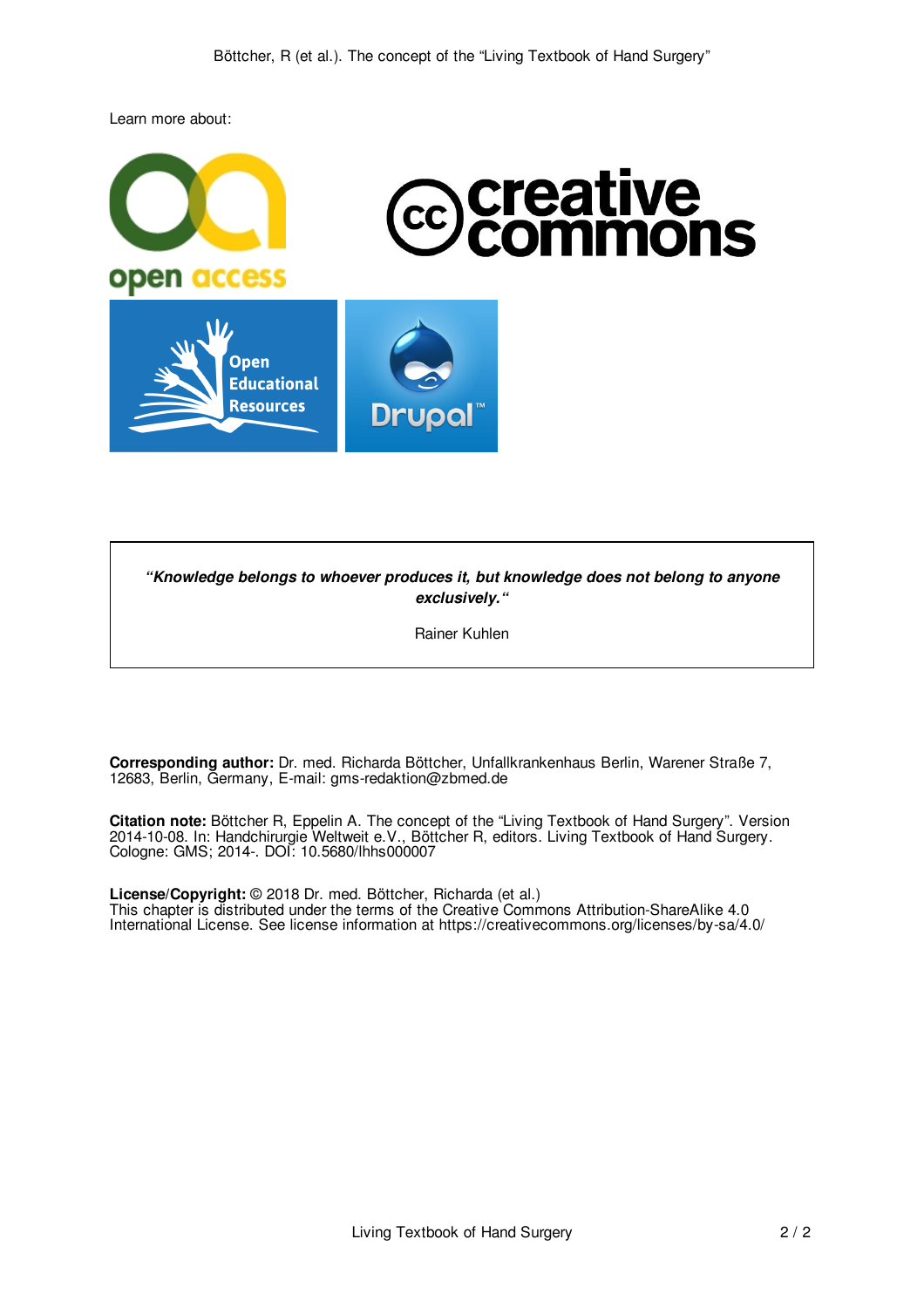Learn more about:

> ***"Knowledge belongs to whoever produces it, but knowledge does not belong to anyone exclusively."***
>
> Rainer Kuhlen

**Corresponding author:** Dr. med. Richarda Böttcher, Unfallkrankenhaus Berlin, Warener Straße 7, 12683, Berlin, Germany, E-mail: gms-redaktion@zbmed.de

**Citation note:** Böttcher R, Eppelin A. The concept of the "Living Textbook of Hand Surgery". Version 2014-10-08. In: Handchirurgie Weltweit e.V., Böttcher R, editors. Living Textbook of Hand Surgery. Cologne: GMS; 2014-. DOI: 10.5680/lhhs000007

**License/Copyright:** © 2018 Dr. med. Böttcher, Richarda (et al.)
This chapter is distributed under the terms of the Creative Commons Attribution-ShareAlike 4.0 International License. See license information at https://creativecommons.org/licenses/by-sa/4.0/